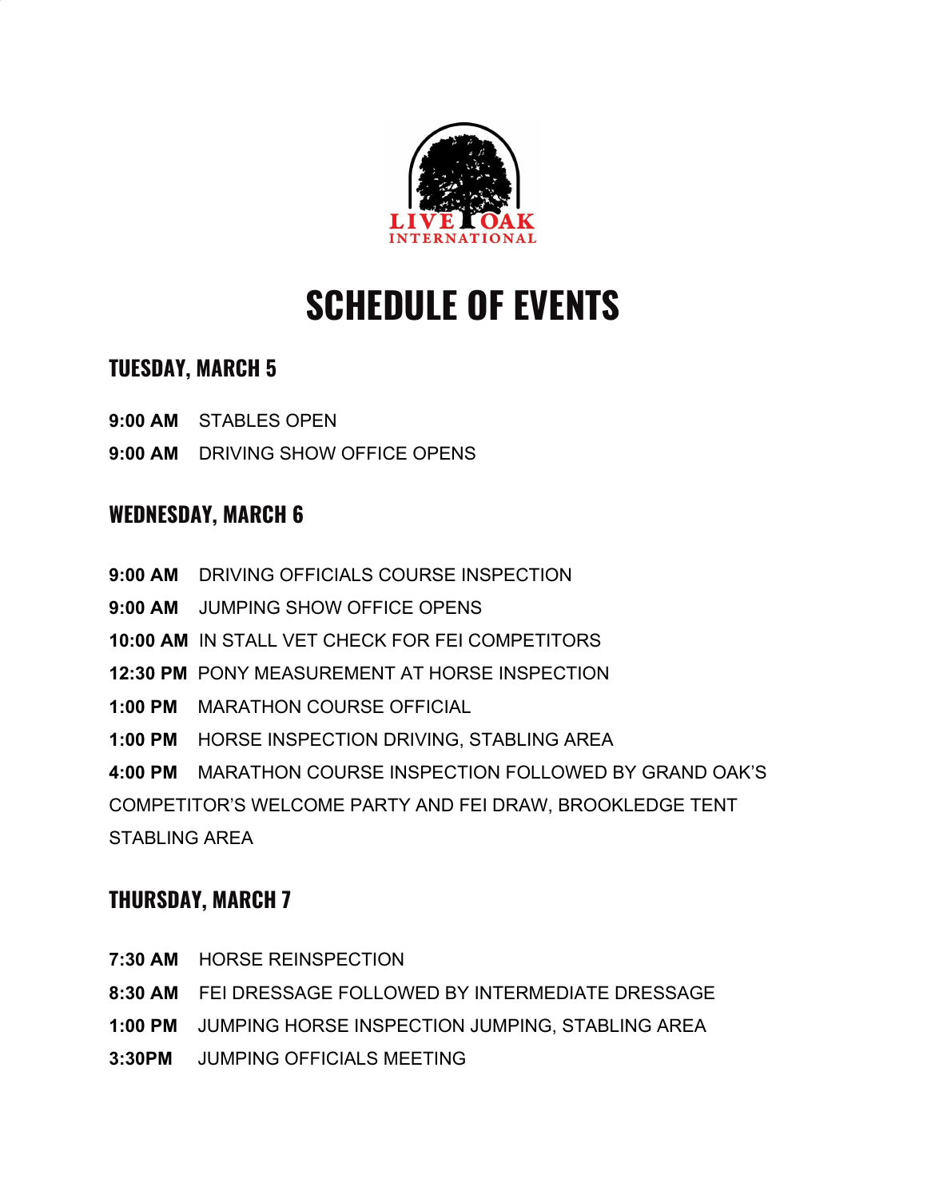LIVE OAK INTERNATIONAL

# SCHEDULE OF EVENTS

## TUESDAY, MARCH 5

**9:00 AM** STABLES OPEN

**9:00 AM** DRIVING SHOW OFFICE OPENS

## WEDNESDAY, MARCH 6

**9:00 AM** DRIVING OFFICIALS COURSE INSPECTION

**9:00 AM** JUMPING SHOW OFFICE OPENS

**10:00 AM** IN STALL VET CHECK FOR FEI COMPETITORS

**12:30 PM** PONY MEASUREMENT AT HORSE INSPECTION

**1:00 PM** MARATHON COURSE OFFICIAL

**1:00 PM** HORSE INSPECTION DRIVING, STABLING AREA

**4:00 PM** MARATHON COURSE INSPECTION FOLLOWED BY GRAND OAK'S COMPETITOR'S WELCOME PARTY AND FEI DRAW, BROOKLEDGE TENT STABLING AREA

## THURSDAY, MARCH 7

**7:30 AM** HORSE REINSPECTION

**8:30 AM** FEI DRESSAGE FOLLOWED BY INTERMEDIATE DRESSAGE

**1:00 PM** JUMPING HORSE INSPECTION JUMPING, STABLING AREA

**3:30PM** JUMPING OFFICIALS MEETING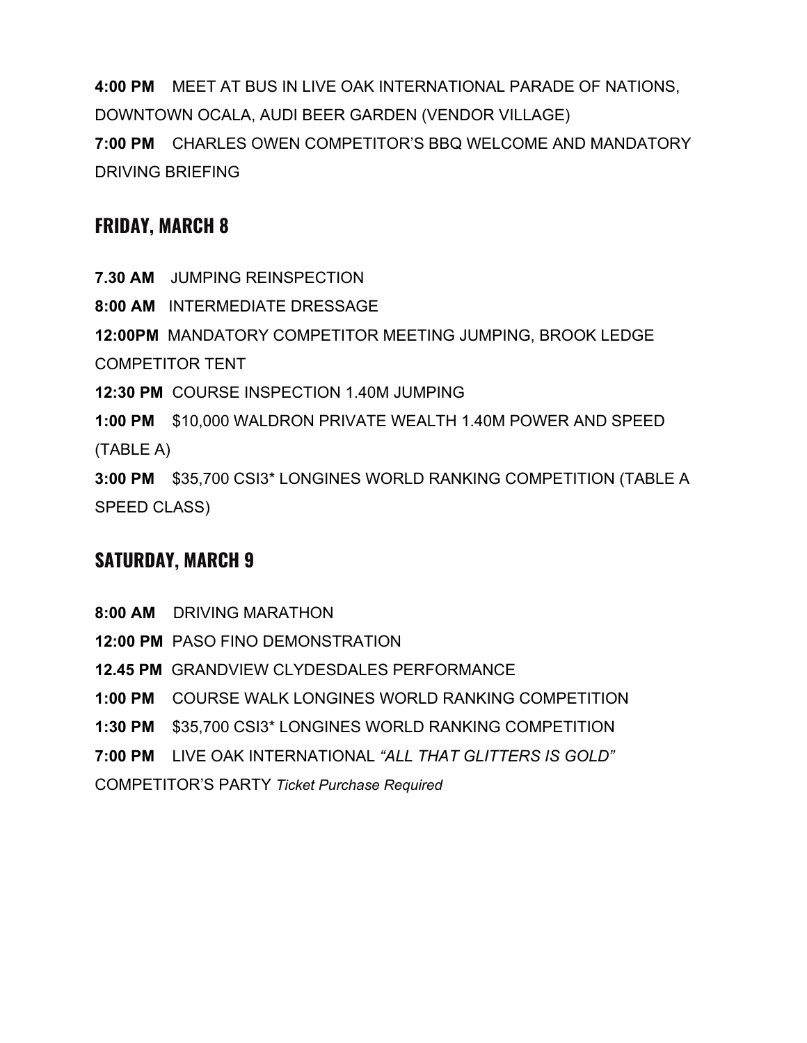**4:00 PM** MEET AT BUS IN LIVE OAK INTERNATIONAL PARADE OF NATIONS, DOWNTOWN OCALA, AUDI BEER GARDEN (VENDOR VILLAGE)
**7:00 PM** CHARLES OWEN COMPETITOR'S BBQ WELCOME AND MANDATORY DRIVING BRIEFING

## FRIDAY, MARCH 8

**7.30 AM** JUMPING REINSPECTION
**8:00 AM** INTERMEDIATE DRESSAGE
**12:00PM** MANDATORY COMPETITOR MEETING JUMPING, BROOK LEDGE COMPETITOR TENT
**12:30 PM** COURSE INSPECTION 1.40M JUMPING
**1:00 PM** $10,000 WALDRON PRIVATE WEALTH 1.40M POWER AND SPEED (TABLE A)
**3:00 PM** $35,700 CSI3* LONGINES WORLD RANKING COMPETITION (TABLE A SPEED CLASS)

## SATURDAY, MARCH 9

**8:00 AM** DRIVING MARATHON
**12:00 PM** PASO FINO DEMONSTRATION
**12.45 PM** GRANDVIEW CLYDESDALES PERFORMANCE
**1:00 PM** COURSE WALK LONGINES WORLD RANKING COMPETITION
**1:30 PM** $35,700 CSI3* LONGINES WORLD RANKING COMPETITION
**7:00 PM** LIVE OAK INTERNATIONAL *"ALL THAT GLITTERS IS GOLD"* COMPETITOR'S PARTY *Ticket Purchase Required*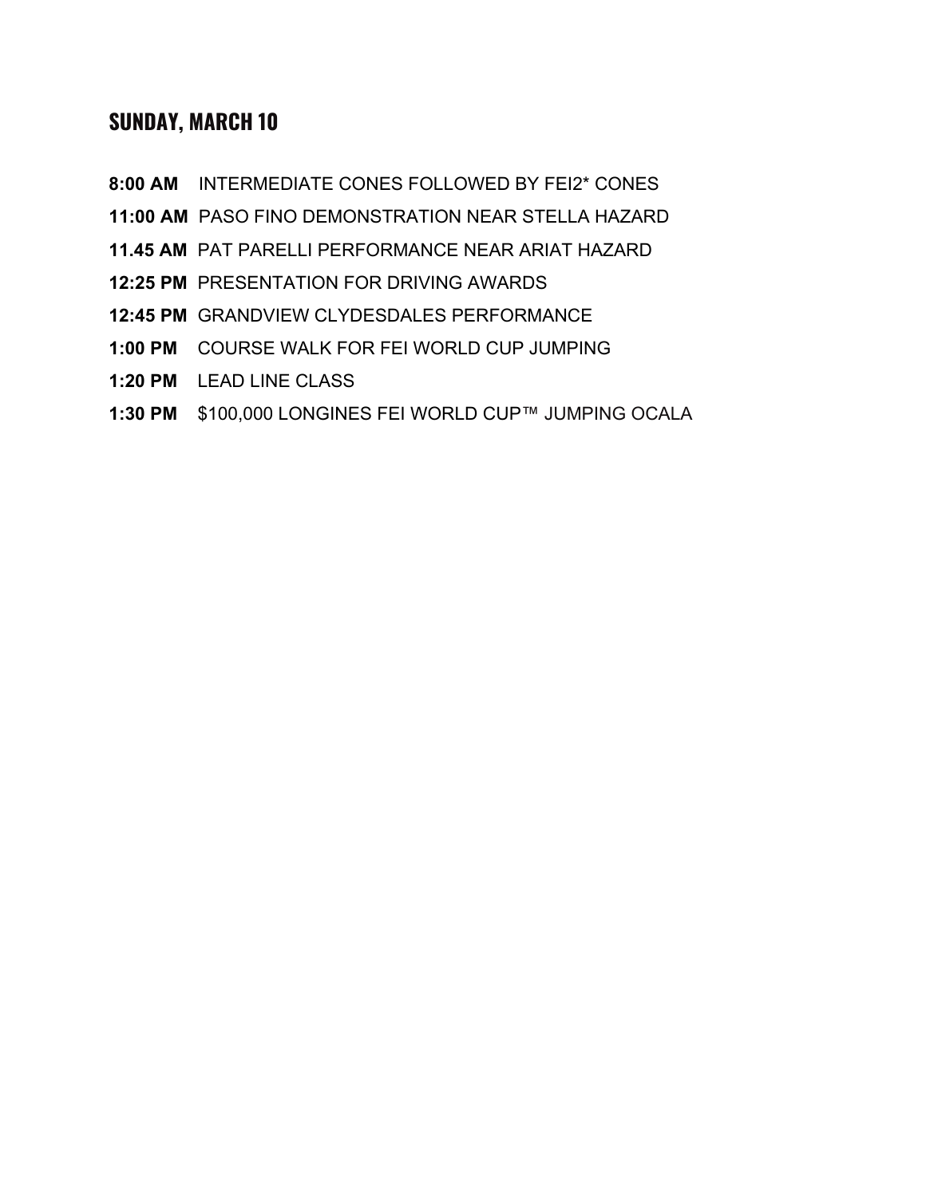## SUNDAY, MARCH 10

**8:00 AM** INTERMEDIATE CONES FOLLOWED BY FEI2* CONES

**11:00 AM** PASO FINO DEMONSTRATION NEAR STELLA HAZARD

**11.45 AM** PAT PARELLI PERFORMANCE NEAR ARIAT HAZARD

**12:25 PM** PRESENTATION FOR DRIVING AWARDS

**12:45 PM** GRANDVIEW CLYDESDALES PERFORMANCE

**1:00 PM** COURSE WALK FOR FEI WORLD CUP JUMPING

**1:20 PM** LEAD LINE CLASS

**1:30 PM** $100,000 LONGINES FEI WORLD CUP™ JUMPING OCALA